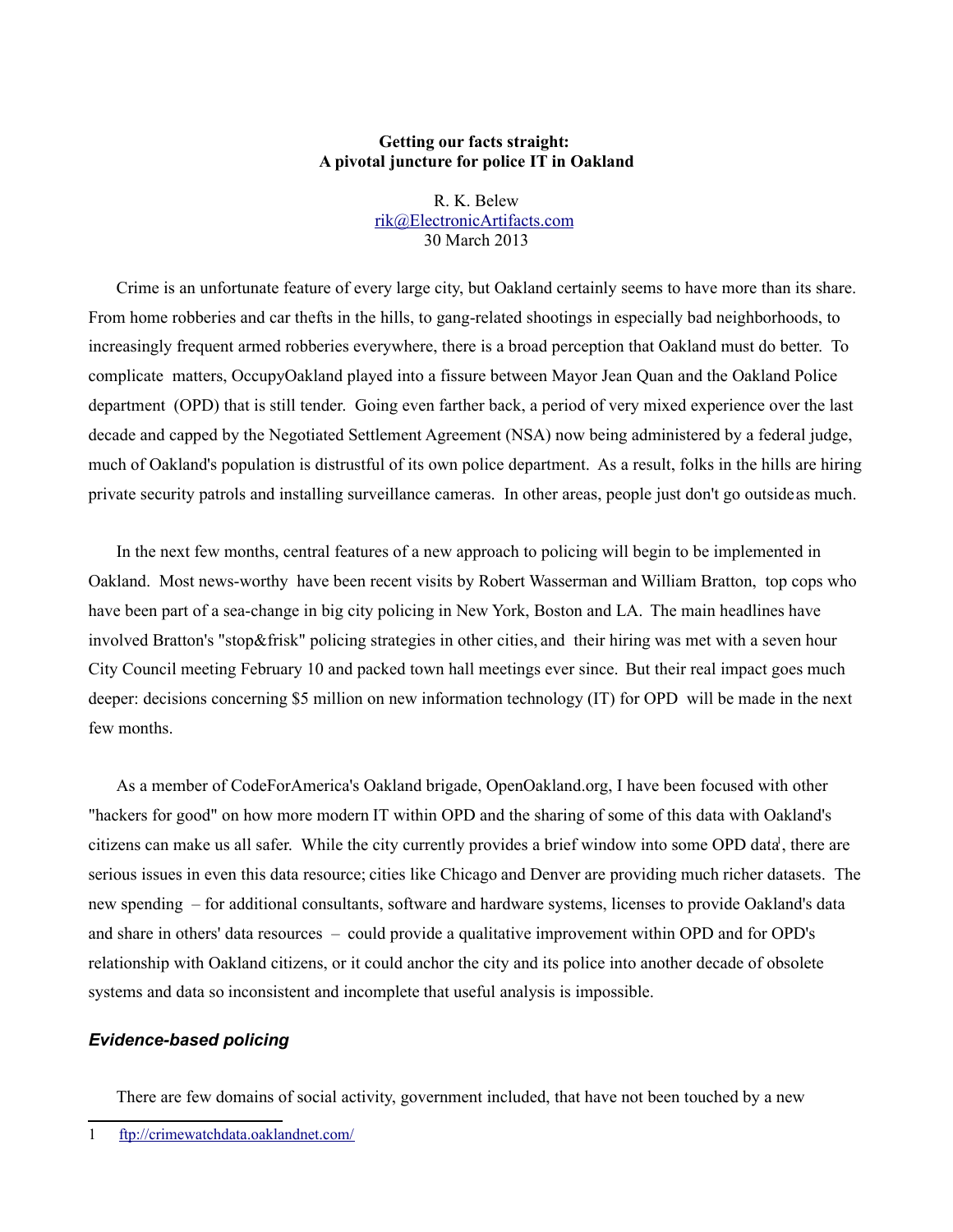**Getting our facts straight:**
**A pivotal juncture for police IT in Oakland**

R. K. Belew
rik@ElectronicArtifacts.com
30 March 2013

Crime is an unfortunate feature of every large city, but Oakland certainly seems to have more than its share. From home robberies and car thefts in the hills, to gang-related shootings in especially bad neighborhoods, to increasingly frequent armed robberies everywhere, there is a broad perception that Oakland must do better. To complicate matters, OccupyOakland played into a fissure between Mayor Jean Quan and the Oakland Police department (OPD) that is still tender. Going even farther back, a period of very mixed experience over the last decade and capped by the Negotiated Settlement Agreement (NSA) now being administered by a federal judge, much of Oakland's population is distrustful of its own police department. As a result, folks in the hills are hiring private security patrols and installing surveillance cameras. In other areas, people just don't go outside as much.

In the next few months, central features of a new approach to policing will begin to be implemented in Oakland. Most news-worthy have been recent visits by Robert Wasserman and William Bratton, top cops who have been part of a sea-change in big city policing in New York, Boston and LA. The main headlines have involved Bratton's "stop&frisk" policing strategies in other cities, and their hiring was met with a seven hour City Council meeting February 10 and packed town hall meetings ever since. But their real impact goes much deeper: decisions concerning $5 million on new information technology (IT) for OPD will be made in the next few months.

As a member of CodeForAmerica's Oakland brigade, OpenOakland.org, I have been focused with other "hackers for good" on how more modern IT within OPD and the sharing of some of this data with Oakland's citizens can make us all safer. While the city currently provides a brief window into some OPD data[1], there are serious issues in even this data resource; cities like Chicago and Denver are providing much richer datasets. The new spending – for additional consultants, software and hardware systems, licenses to provide Oakland's data and share in others' data resources – could provide a qualitative improvement within OPD and for OPD's relationship with Oakland citizens, or it could anchor the city and its police into another decade of obsolete systems and data so inconsistent and incomplete that useful analysis is impossible.

### *Evidence-based policing*

There are few domains of social activity, government included, that have not been touched by a new

---

1 ftp://crimewatchdata.oaklandnet.com/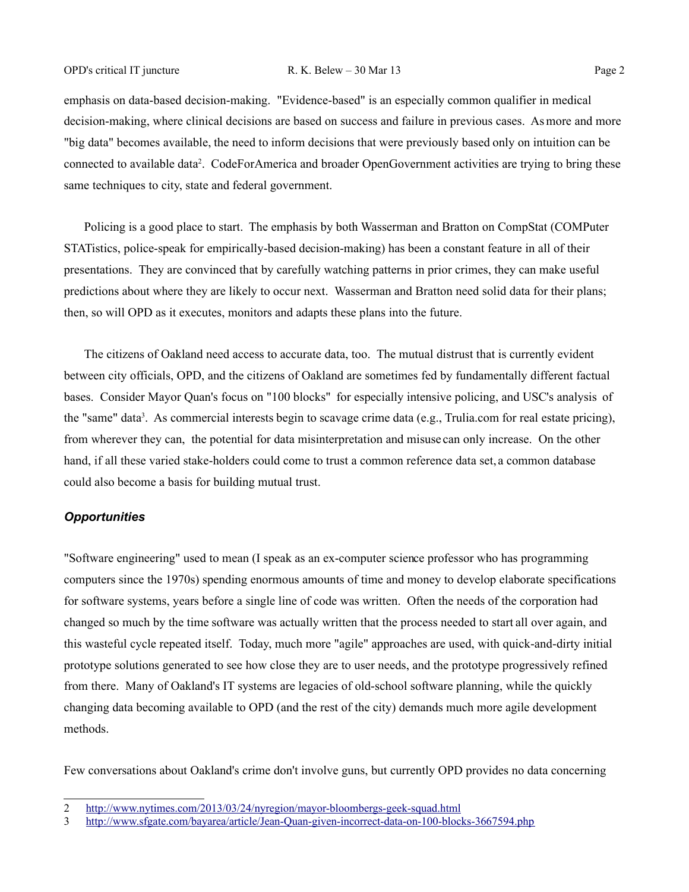emphasis on data-based decision-making. "Evidence-based" is an especially common qualifier in medical decision-making, where clinical decisions are based on success and failure in previous cases. As more and more "big data" becomes available, the need to inform decisions that were previously based only on intuition can be connected to available data[2]. CodeForAmerica and broader OpenGovernment activities are trying to bring these same techniques to city, state and federal government.

Policing is a good place to start. The emphasis by both Wasserman and Bratton on CompStat (COMPuter STATistics, police-speak for empirically-based decision-making) has been a constant feature in all of their presentations. They are convinced that by carefully watching patterns in prior crimes, they can make useful predictions about where they are likely to occur next. Wasserman and Bratton need solid data for their plans; then, so will OPD as it executes, monitors and adapts these plans into the future.

The citizens of Oakland need access to accurate data, too. The mutual distrust that is currently evident between city officials, OPD, and the citizens of Oakland are sometimes fed by fundamentally different factual bases. Consider Mayor Quan's focus on "100 blocks" for especially intensive policing, and USC's analysis of the "same" data[3]. As commercial interests begin to scavage crime data (e.g., Trulia.com for real estate pricing), from wherever they can, the potential for data misinterpretation and misuse can only increase. On the other hand, if all these varied stake-holders could come to trust a common reference data set, a common database could also become a basis for building mutual trust.

### *Opportunities*

"Software engineering" used to mean (I speak as an ex-computer science professor who has programming computers since the 1970s) spending enormous amounts of time and money to develop elaborate specifications for software systems, years before a single line of code was written. Often the needs of the corporation had changed so much by the time software was actually written that the process needed to start all over again, and this wasteful cycle repeated itself. Today, much more "agile" approaches are used, with quick-and-dirty initial prototype solutions generated to see how close they are to user needs, and the prototype progressively refined from there. Many of Oakland's IT systems are legacies of old-school software planning, while the quickly changing data becoming available to OPD (and the rest of the city) demands much more agile development methods.

Few conversations about Oakland's crime don't involve guns, but currently OPD provides no data concerning

---

2 http://www.nytimes.com/2013/03/24/nyregion/mayor-bloombergs-geek-squad.html

3 http://www.sfgate.com/bayarea/article/Jean-Quan-given-incorrect-data-on-100-blocks-3667594.php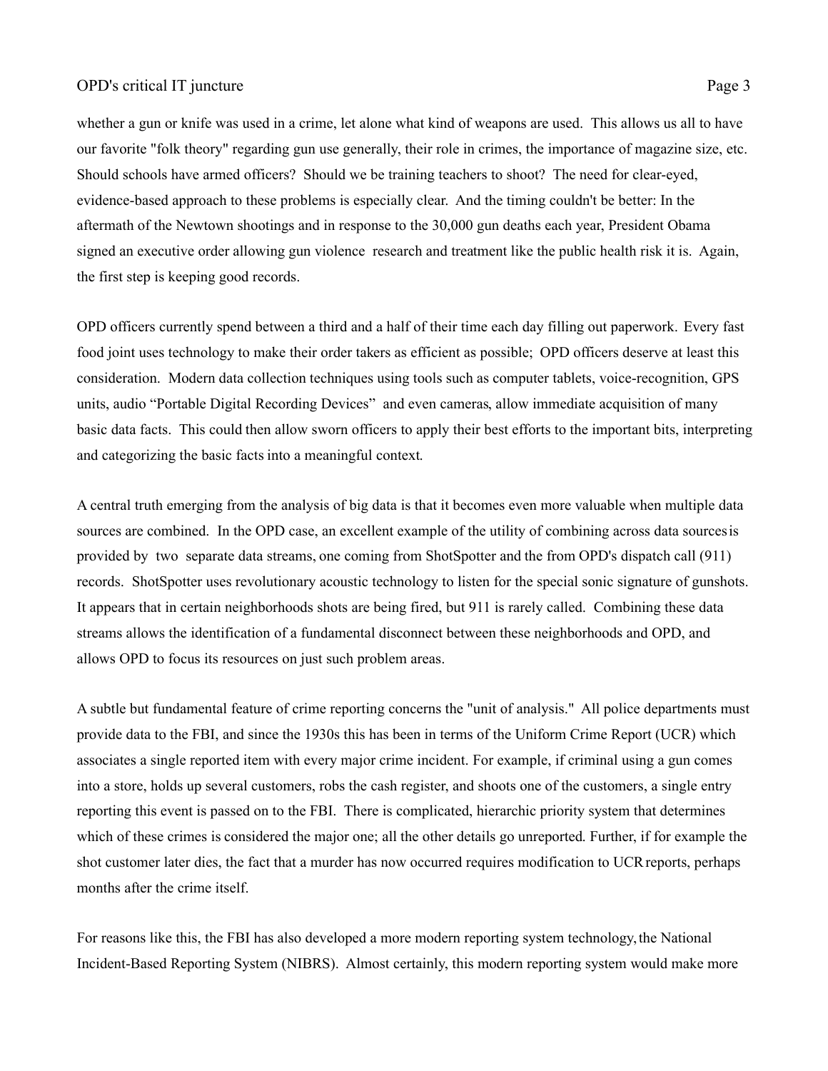whether a gun or knife was used in a crime, let alone what kind of weapons are used. This allows us all to have our favorite "folk theory" regarding gun use generally, their role in crimes, the importance of magazine size, etc. Should schools have armed officers? Should we be training teachers to shoot? The need for clear-eyed, evidence-based approach to these problems is especially clear. And the timing couldn't be better: In the aftermath of the Newtown shootings and in response to the 30,000 gun deaths each year, President Obama signed an executive order allowing gun violence research and treatment like the public health risk it is. Again, the first step is keeping good records.

OPD officers currently spend between a third and a half of their time each day filling out paperwork. Every fast food joint uses technology to make their order takers as efficient as possible; OPD officers deserve at least this consideration. Modern data collection techniques using tools such as computer tablets, voice-recognition, GPS units, audio “Portable Digital Recording Devices” and even cameras, allow immediate acquisition of many basic data facts. This could then allow sworn officers to apply their best efforts to the important bits, interpreting and categorizing the basic facts into a meaningful context.

A central truth emerging from the analysis of big data is that it becomes even more valuable when multiple data sources are combined. In the OPD case, an excellent example of the utility of combining across data sources is provided by two separate data streams, one coming from ShotSpotter and the from OPD's dispatch call (911) records. ShotSpotter uses revolutionary acoustic technology to listen for the special sonic signature of gunshots. It appears that in certain neighborhoods shots are being fired, but 911 is rarely called. Combining these data streams allows the identification of a fundamental disconnect between these neighborhoods and OPD, and allows OPD to focus its resources on just such problem areas.

A subtle but fundamental feature of crime reporting concerns the "unit of analysis." All police departments must provide data to the FBI, and since the 1930s this has been in terms of the Uniform Crime Report (UCR) which associates a single reported item with every major crime incident. For example, if criminal using a gun comes into a store, holds up several customers, robs the cash register, and shoots one of the customers, a single entry reporting this event is passed on to the FBI. There is complicated, hierarchic priority system that determines which of these crimes is considered the major one; all the other details go unreported. Further, if for example the shot customer later dies, the fact that a murder has now occurred requires modification to UCR reports, perhaps months after the crime itself.

For reasons like this, the FBI has also developed a more modern reporting system technology, the National Incident-Based Reporting System (NIBRS). Almost certainly, this modern reporting system would make more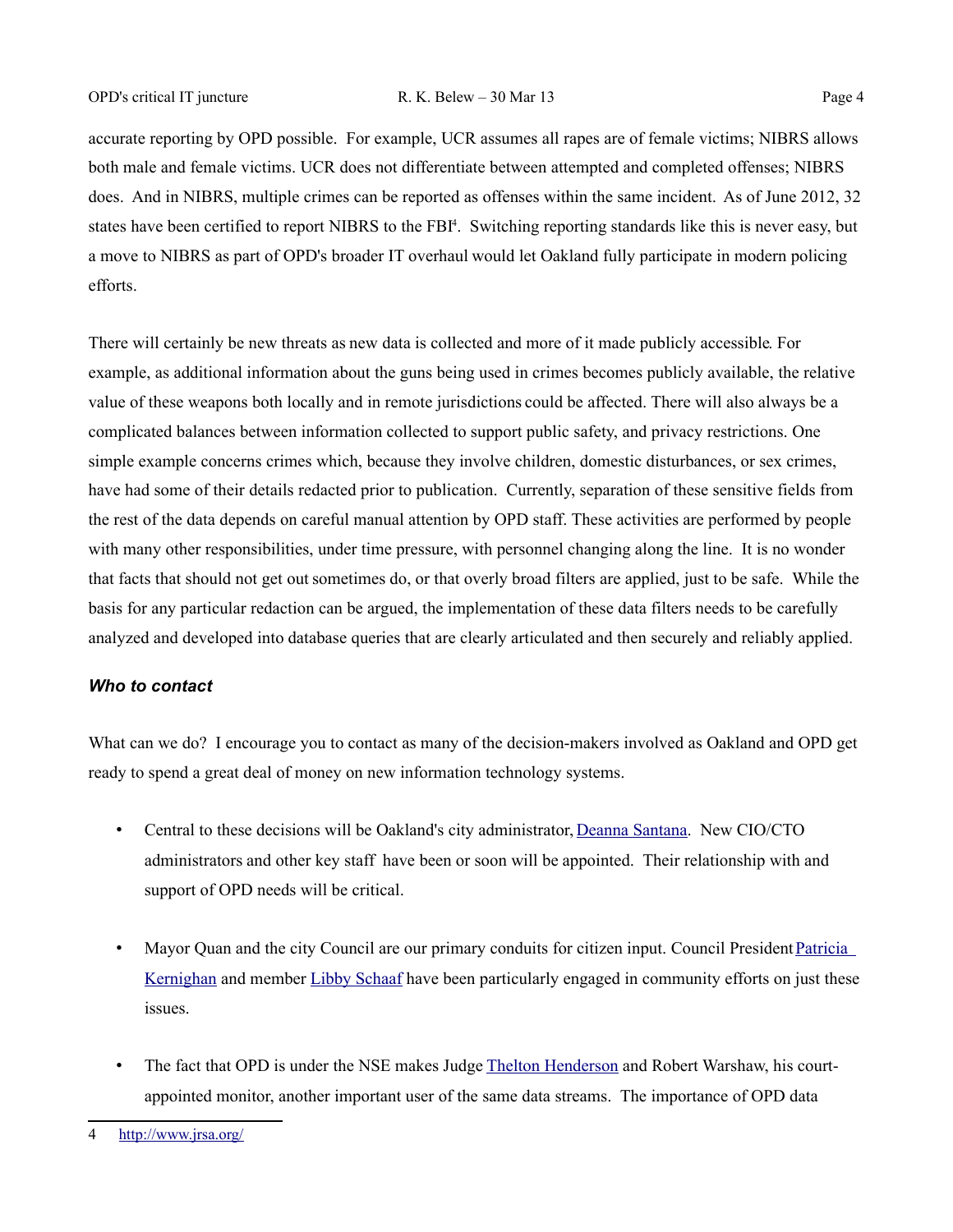accurate reporting by OPD possible. For example, UCR assumes all rapes are of female victims; NIBRS allows both male and female victims. UCR does not differentiate between attempted and completed offenses; NIBRS does. And in NIBRS, multiple crimes can be reported as offenses within the same incident. As of June 2012, 32 states have been certified to report NIBRS to the FBI[4]. Switching reporting standards like this is never easy, but a move to NIBRS as part of OPD's broader IT overhaul would let Oakland fully participate in modern policing efforts.

There will certainly be new threats as new data is collected and more of it made publicly accessible. For example, as additional information about the guns being used in crimes becomes publicly available, the relative value of these weapons both locally and in remote jurisdictions could be affected. There will also always be a complicated balances between information collected to support public safety, and privacy restrictions. One simple example concerns crimes which, because they involve children, domestic disturbances, or sex crimes, have had some of their details redacted prior to publication. Currently, separation of these sensitive fields from the rest of the data depends on careful manual attention by OPD staff. These activities are performed by people with many other responsibilities, under time pressure, with personnel changing along the line. It is no wonder that facts that should not get out sometimes do, or that overly broad filters are applied, just to be safe. While the basis for any particular redaction can be argued, the implementation of these data filters needs to be carefully analyzed and developed into database queries that are clearly articulated and then securely and reliably applied.

### *Who to contact*

What can we do? I encourage you to contact as many of the decision-makers involved as Oakland and OPD get ready to spend a great deal of money on new information technology systems.

- Central to these decisions will be Oakland's city administrator, Deanna Santana. New CIO/CTO administrators and other key staff have been or soon will be appointed. Their relationship with and support of OPD needs will be critical.
- Mayor Quan and the city Council are our primary conduits for citizen input. Council President Patricia Kernighan and member Libby Schaaf have been particularly engaged in community efforts on just these issues.
- The fact that OPD is under the NSE makes Judge Thelton Henderson and Robert Warshaw, his court-appointed monitor, another important user of the same data streams. The importance of OPD data

[4] http://www.jrsa.org/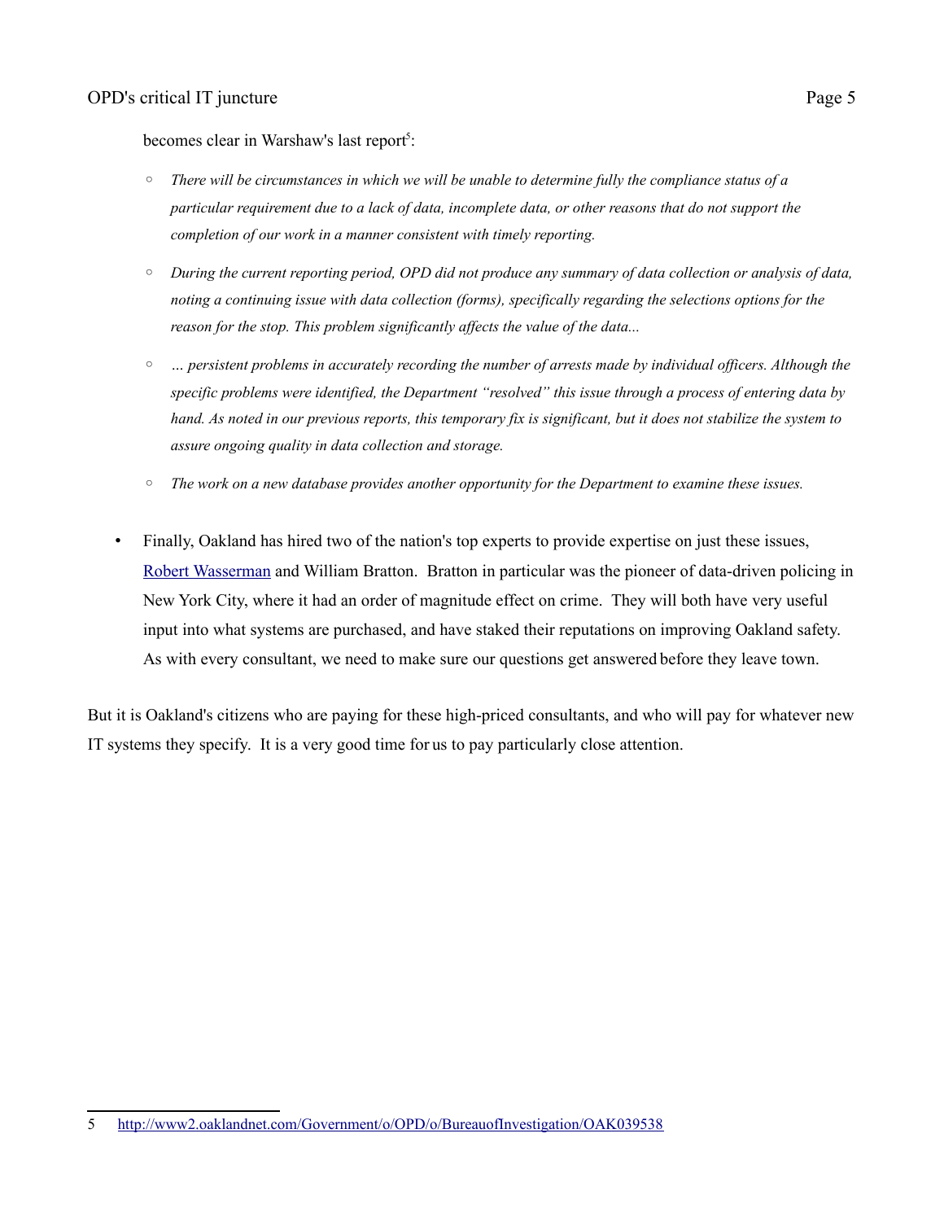becomes clear in Warshaw's last report[5]:

- *There will be circumstances in which we will be unable to determine fully the compliance status of a particular requirement due to a lack of data, incomplete data, or other reasons that do not support the completion of our work in a manner consistent with timely reporting.*
- *During the current reporting period, OPD did not produce any summary of data collection or analysis of data, noting a continuing issue with data collection (forms), specifically regarding the selections options for the reason for the stop. This problem significantly affects the value of the data...*
- *… persistent problems in accurately recording the number of arrests made by individual officers. Although the specific problems were identified, the Department "resolved" this issue through a process of entering data by hand. As noted in our previous reports, this temporary fix is significant, but it does not stabilize the system to assure ongoing quality in data collection and storage.*
- *The work on a new database provides another opportunity for the Department to examine these issues.*

- Finally, Oakland has hired two of the nation's top experts to provide expertise on just these issues, Robert Wasserman and William Bratton. Bratton in particular was the pioneer of data-driven policing in New York City, where it had an order of magnitude effect on crime. They will both have very useful input into what systems are purchased, and have staked their reputations on improving Oakland safety. As with every consultant, we need to make sure our questions get answered before they leave town.

But it is Oakland's citizens who are paying for these high-priced consultants, and who will pay for whatever new IT systems they specify. It is a very good time for us to pay particularly close attention.

---

5 http://www2.oaklandnet.com/Government/o/OPD/o/BureauofInvestigation/OAK039538